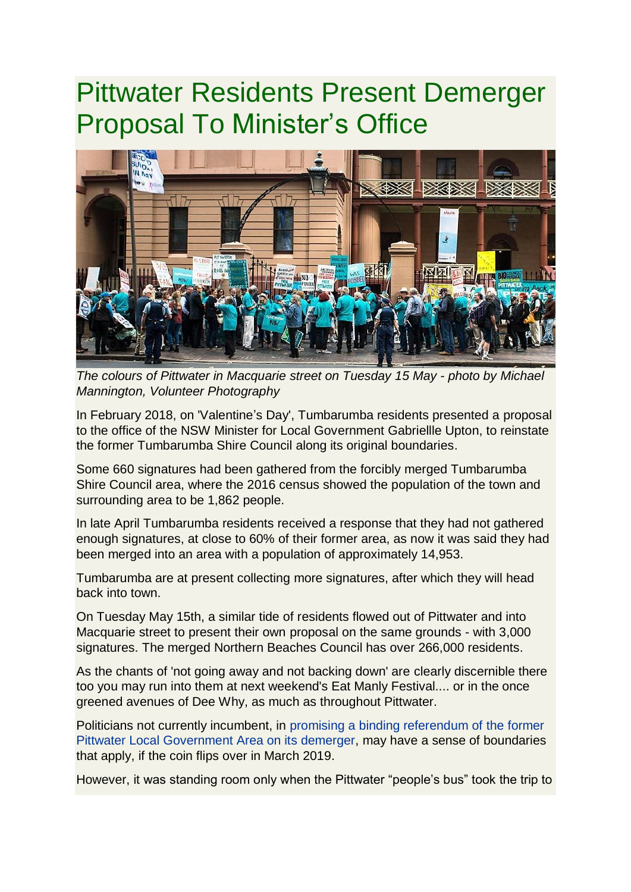# Pittwater Residents Present Demerger Proposal To Minister's Office

*The colours of Pittwater in Macquarie street on Tuesday 15 May - photo by Michael Mannington, Volunteer Photography*

In February 2018, on 'Valentine's Day', Tumbarumba residents presented a proposal to the office of the NSW Minister for Local Government Gabriellle Upton, to reinstate the former Tumbarumba Shire Council along its original boundaries.

Some 660 signatures had been gathered from the forcibly merged Tumbarumba Shire Council area, where the 2016 census showed the population of the town and surrounding area to be 1,862 people.

In late April Tumbarumba residents received a response that they had not gathered enough signatures, at close to 60% of their former area, as now it was said they had been merged into an area with a population of approximately 14,953.

Tumbarumba are at present collecting more signatures, after which they will head back into town.

On Tuesday May 15th, a similar tide of residents flowed out of Pittwater and into Macquarie street to present their own proposal on the same grounds - with 3,000 signatures. The merged Northern Beaches Council has over 266,000 residents.

As the chants of 'not going away and not backing down' are clearly discernible there too you may run into them at next weekend's Eat Manly Festival.... or in the once greened avenues of Dee Why, as much as throughout Pittwater.

Politicians not currently incumbent, in promising a binding referendum of the former Pittwater Local Government Area on its demerger, may have a sense of boundaries that apply, if the coin flips over in March 2019.

However, it was standing room only when the Pittwater "people's bus" took the trip to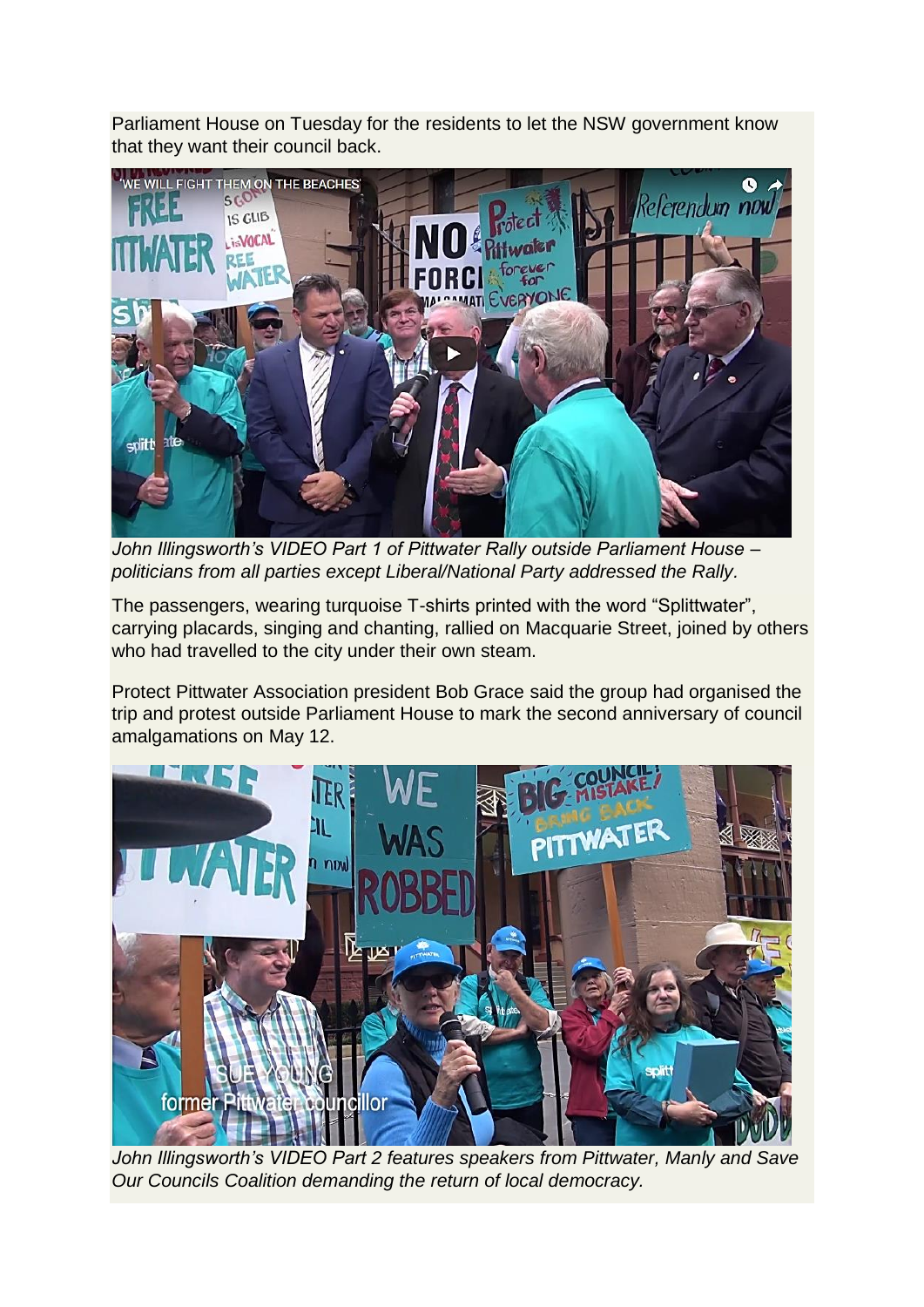Parliament House on Tuesday for the residents to let the NSW government know that they want their council back.

*John Illingsworth's VIDEO Part 1 of Pittwater Rally outside Parliament House – politicians from all parties except Liberal/National Party addressed the Rally.*

The passengers, wearing turquoise T-shirts printed with the word "Splittwater", carrying placards, singing and chanting, rallied on Macquarie Street, joined by others who had travelled to the city under their own steam.

Protect Pittwater Association president Bob Grace said the group had organised the trip and protest outside Parliament House to mark the second anniversary of council amalgamations on May 12.

*John Illingsworth's VIDEO Part 2 features speakers from Pittwater, Manly and Save Our Councils Coalition demanding the return of local democracy.*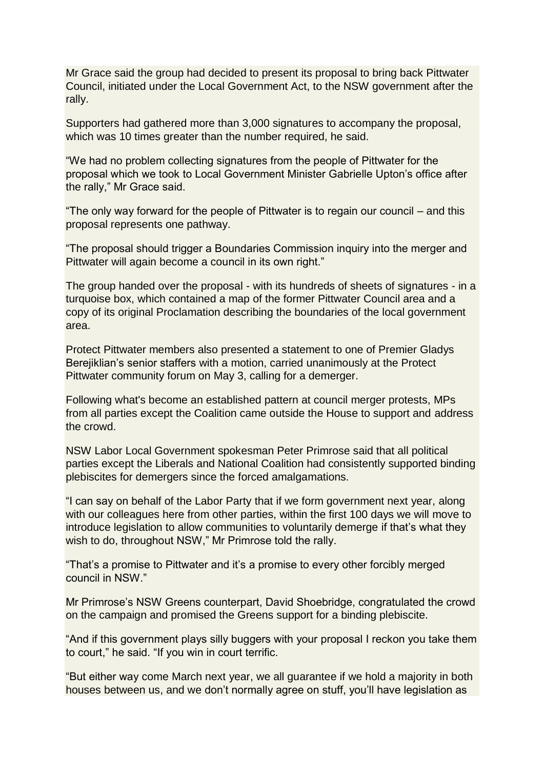Mr Grace said the group had decided to present its proposal to bring back Pittwater Council, initiated under the Local Government Act, to the NSW government after the rally.

Supporters had gathered more than 3,000 signatures to accompany the proposal, which was 10 times greater than the number required, he said.

“We had no problem collecting signatures from the people of Pittwater for the proposal which we took to Local Government Minister Gabrielle Upton’s office after the rally,” Mr Grace said.

“The only way forward for the people of Pittwater is to regain our council – and this proposal represents one pathway.

“The proposal should trigger a Boundaries Commission inquiry into the merger and Pittwater will again become a council in its own right.”

The group handed over the proposal - with its hundreds of sheets of signatures - in a turquoise box, which contained a map of the former Pittwater Council area and a copy of its original Proclamation describing the boundaries of the local government area.

Protect Pittwater members also presented a statement to one of Premier Gladys Berejiklian’s senior staffers with a motion, carried unanimously at the Protect Pittwater community forum on May 3, calling for a demerger.

Following what's become an established pattern at council merger protests, MPs from all parties except the Coalition came outside the House to support and address the crowd.

NSW Labor Local Government spokesman Peter Primrose said that all political parties except the Liberals and National Coalition had consistently supported binding plebiscites for demergers since the forced amalgamations.

“I can say on behalf of the Labor Party that if we form government next year, along with our colleagues here from other parties, within the first 100 days we will move to introduce legislation to allow communities to voluntarily demerge if that’s what they wish to do, throughout NSW,” Mr Primrose told the rally.

“That’s a promise to Pittwater and it’s a promise to every other forcibly merged council in NSW.”

Mr Primrose’s NSW Greens counterpart, David Shoebridge, congratulated the crowd on the campaign and promised the Greens support for a binding plebiscite.

“And if this government plays silly buggers with your proposal I reckon you take them to court,” he said. “If you win in court terrific.

“But either way come March next year, we all guarantee if we hold a majority in both houses between us, and we don’t normally agree on stuff, you’ll have legislation as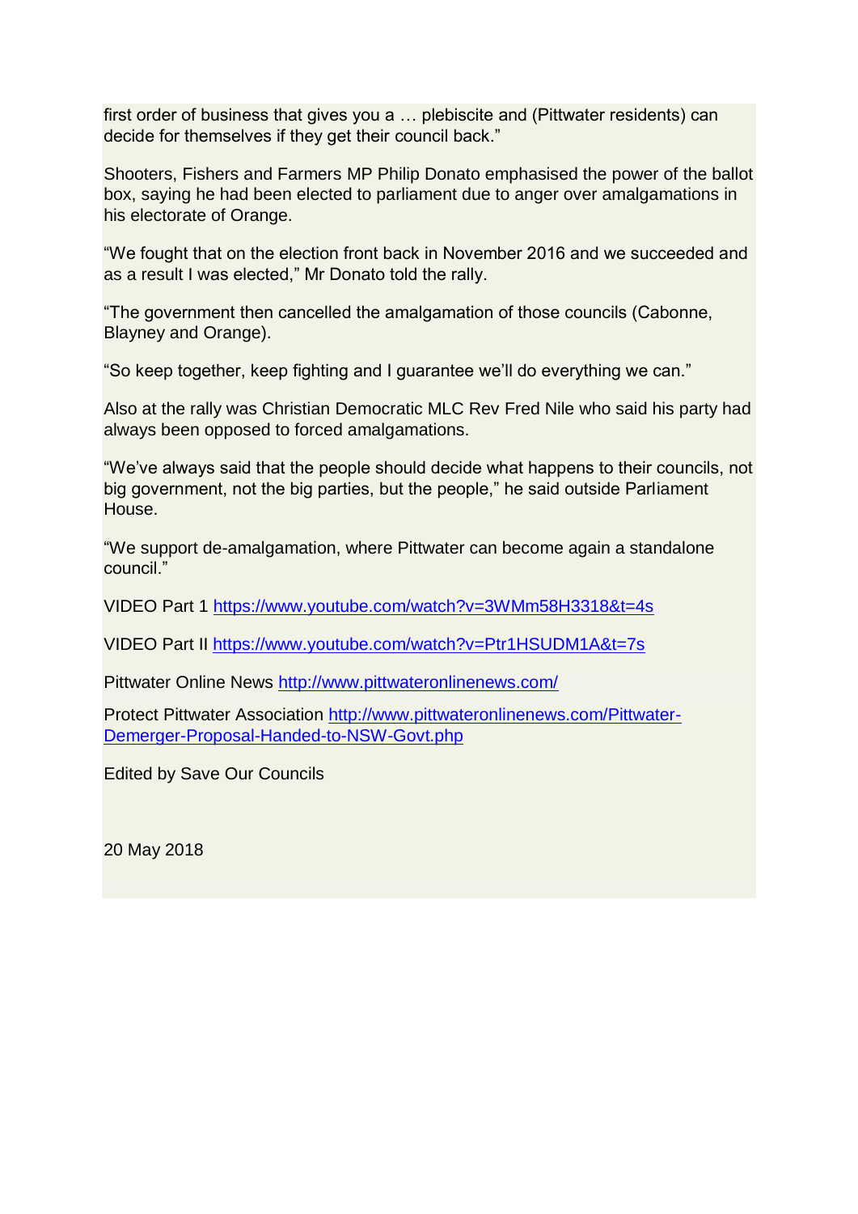first order of business that gives you a … plebiscite and (Pittwater residents) can decide for themselves if they get their council back."

Shooters, Fishers and Farmers MP Philip Donato emphasised the power of the ballot box, saying he had been elected to parliament due to anger over amalgamations in his electorate of Orange.

"We fought that on the election front back in November 2016 and we succeeded and as a result I was elected," Mr Donato told the rally.

"The government then cancelled the amalgamation of those councils (Cabonne, Blayney and Orange).

"So keep together, keep fighting and I guarantee we'll do everything we can."

Also at the rally was Christian Democratic MLC Rev Fred Nile who said his party had always been opposed to forced amalgamations.

"We've always said that the people should decide what happens to their councils, not big government, not the big parties, but the people," he said outside Parliament House.

"We support de-amalgamation, where Pittwater can become again a standalone council."

VIDEO Part 1 https://www.youtube.com/watch?v=3WMm58H3318&t=4s

VIDEO Part II https://www.youtube.com/watch?v=Ptr1HSUDM1A&t=7s

Pittwater Online News http://www.pittwateronlinenews.com/

Protect Pittwater Association http://www.pittwateronlinenews.com/Pittwater-Demerger-Proposal-Handed-to-NSW-Govt.php

Edited by Save Our Councils

20 May 2018